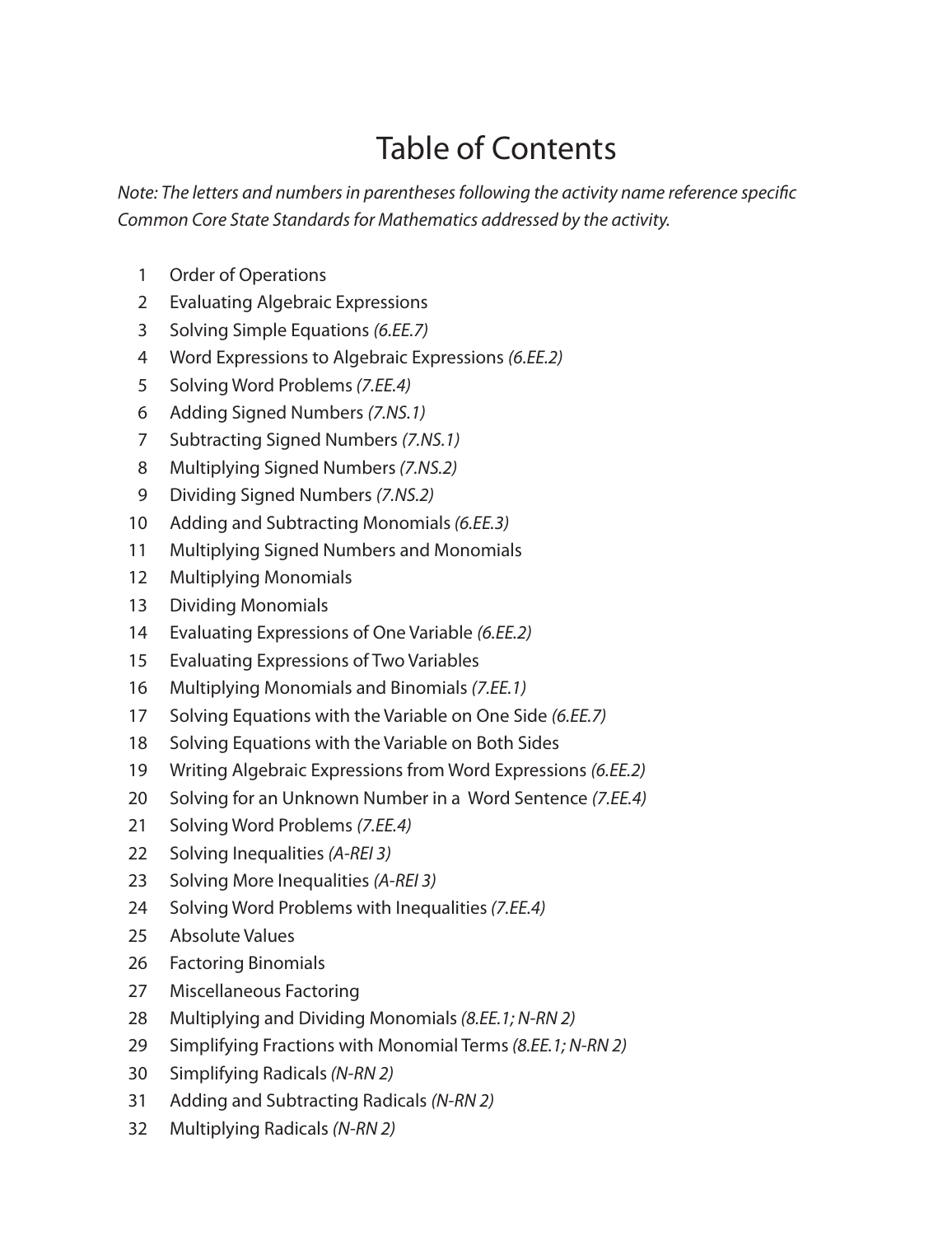# Table of Contents

*Note: The letters and numbers in parentheses following the activity name reference specific Common Core State Standards for Mathematics addressed by the activity.*

1. Order of Operations
2. Evaluating Algebraic Expressions
3. Solving Simple Equations *(6.EE.7)*
4. Word Expressions to Algebraic Expressions *(6.EE.2)*
5. Solving Word Problems *(7.EE.4)*
6. Adding Signed Numbers *(7.NS.1)*
7. Subtracting Signed Numbers *(7.NS.1)*
8. Multiplying Signed Numbers *(7.NS.2)*
9. Dividing Signed Numbers *(7.NS.2)*
10. Adding and Subtracting Monomials *(6.EE.3)*
11. Multiplying Signed Numbers and Monomials
12. Multiplying Monomials
13. Dividing Monomials
14. Evaluating Expressions of One Variable *(6.EE.2)*
15. Evaluating Expressions of Two Variables
16. Multiplying Monomials and Binomials *(7.EE.1)*
17. Solving Equations with the Variable on One Side *(6.EE.7)*
18. Solving Equations with the Variable on Both Sides
19. Writing Algebraic Expressions from Word Expressions *(6.EE.2)*
20. Solving for an Unknown Number in a Word Sentence *(7.EE.4)*
21. Solving Word Problems *(7.EE.4)*
22. Solving Inequalities *(A-REI 3)*
23. Solving More Inequalities *(A-REI 3)*
24. Solving Word Problems with Inequalities *(7.EE.4)*
25. Absolute Values
26. Factoring Binomials
27. Miscellaneous Factoring
28. Multiplying and Dividing Monomials *(8.EE.1; N-RN 2)*
29. Simplifying Fractions with Monomial Terms *(8.EE.1; N-RN 2)*
30. Simplifying Radicals *(N-RN 2)*
31. Adding and Subtracting Radicals *(N-RN 2)*
32. Multiplying Radicals *(N-RN 2)*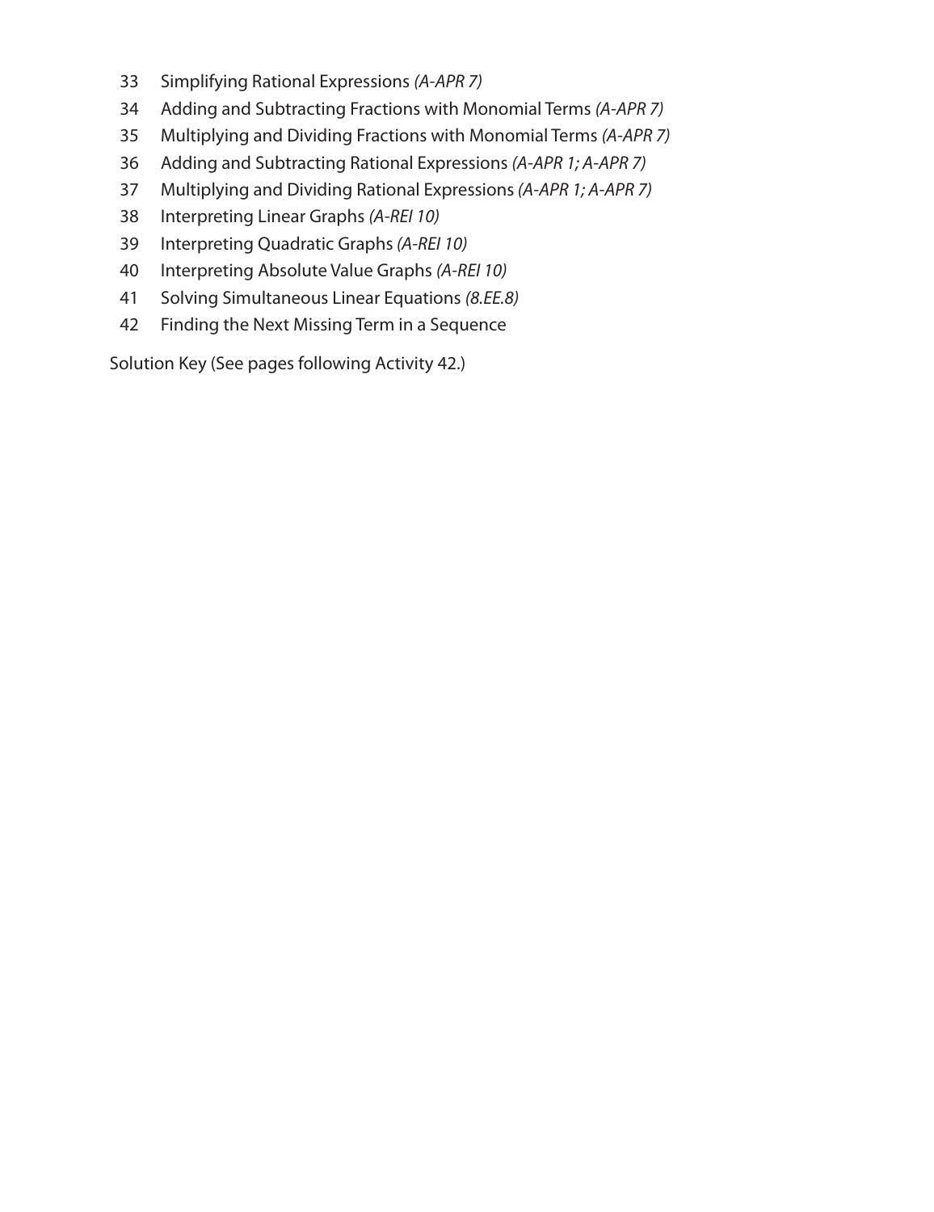33 Simplifying Rational Expressions *(A-APR 7)*

34 Adding and Subtracting Fractions with Monomial Terms *(A-APR 7)*

35 Multiplying and Dividing Fractions with Monomial Terms *(A-APR 7)*

36 Adding and Subtracting Rational Expressions *(A-APR 1; A-APR 7)*

37 Multiplying and Dividing Rational Expressions *(A-APR 1; A-APR 7)*

38 Interpreting Linear Graphs *(A-REI 10)*

39 Interpreting Quadratic Graphs *(A-REI 10)*

40 Interpreting Absolute Value Graphs *(A-REI 10)*

41 Solving Simultaneous Linear Equations *(8.EE.8)*

42 Finding the Next Missing Term in a Sequence

Solution Key (See pages following Activity 42.)